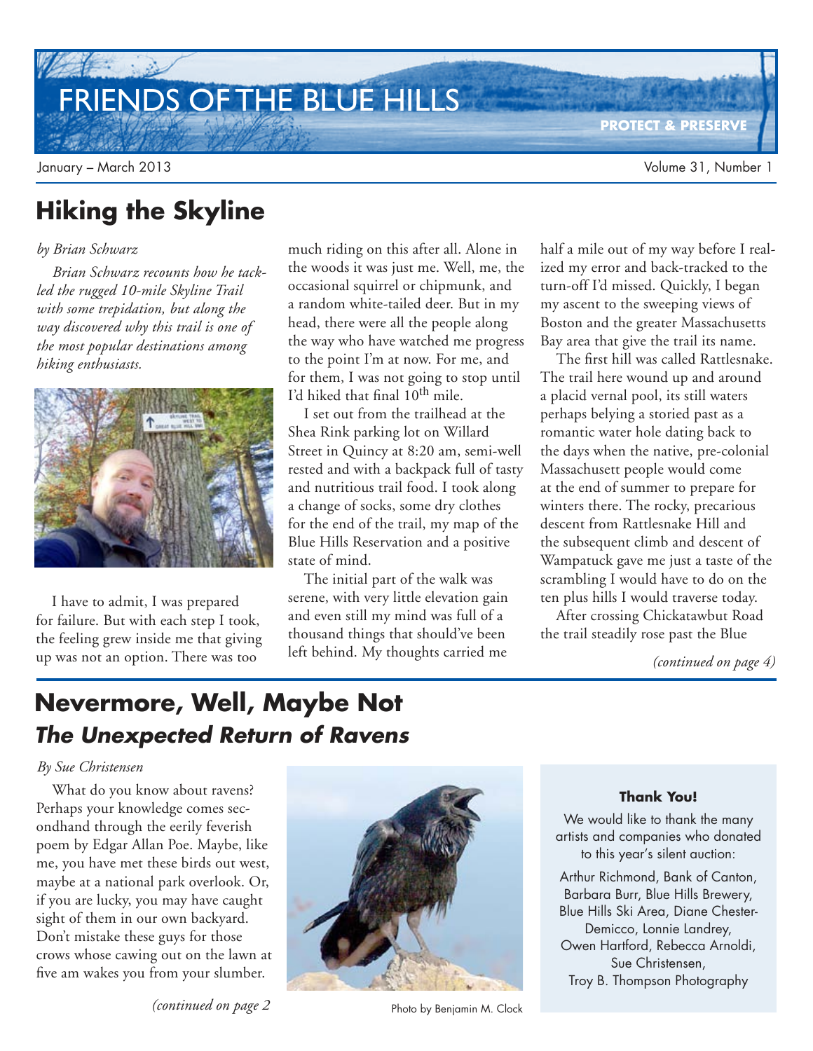# FRIENDS OF THE BLUE HILLS

**PROTECT & PRESERVE**

January – March 2013 Volume 31, Number 1

## Hiking the Skyline

*by Brian Schwarz*

*Brian Schwarz recounts how he tackled the rugged 10-mile Skyline Trail with some trepidation, but along the way discovered why this trail is one of the most popular destinations among hiking enthusiasts.*

I have to admit, I was prepared for failure. But with each step I took, the feeling grew inside me that giving up was not an option. There was too much riding on this after all. Alone in the woods it was just me. Well, me, the occasional squirrel or chipmunk, and a random white-tailed deer. But in my head, there were all the people along the way who have watched me progress to the point I'm at now. For me, and for them, I was not going to stop until I'd hiked that final 10th mile.

I set out from the trailhead at the Shea Rink parking lot on Willard Street in Quincy at 8:20 am, semi-well rested and with a backpack full of tasty and nutritious trail food. I took along a change of socks, some dry clothes for the end of the trail, my map of the Blue Hills Reservation and a positive state of mind.

The initial part of the walk was serene, with very little elevation gain and even still my mind was full of a thousand things that should've been left behind. My thoughts carried me half a mile out of my way before I realized my error and back-tracked to the turn-off I'd missed. Quickly, I began my ascent to the sweeping views of Boston and the greater Massachusetts Bay area that give the trail its name.

The first hill was called Rattlesnake. The trail here wound up and around a placid vernal pool, its still waters perhaps belying a storied past as a romantic water hole dating back to the days when the native, pre-colonial Massachusett people would come at the end of summer to prepare for winters there. The rocky, precarious descent from Rattlesnake Hill and the subsequent climb and descent of Wampatuck gave me just a taste of the scrambling I would have to do on the ten plus hills I would traverse today.

After crossing Chickatawbut Road the trail steadily rose past the Blue

*(continued on page 4)*

## Nevermore, Well, Maybe Not
### *The Unexpected Return of Ravens*

*By Sue Christensen*

What do you know about ravens? Perhaps your knowledge comes secondhand through the eerily feverish poem by Edgar Allan Poe. Maybe, like me, you have met these birds out west, maybe at a national park overlook. Or, if you are lucky, you may have caught sight of them in our own backyard. Don't mistake these guys for those crows whose cawing out on the lawn at five am wakes you from your slumber.

*(continued on page 2*

Photo by Benjamin M. Clock

**Thank You!**

We would like to thank the many artists and companies who donated to this year's silent auction:

Arthur Richmond, Bank of Canton, Barbara Burr, Blue Hills Brewery, Blue Hills Ski Area, Diane Chester-Demicco, Lonnie Landrey, Owen Hartford, Rebecca Arnoldi, Sue Christensen, Troy B. Thompson Photography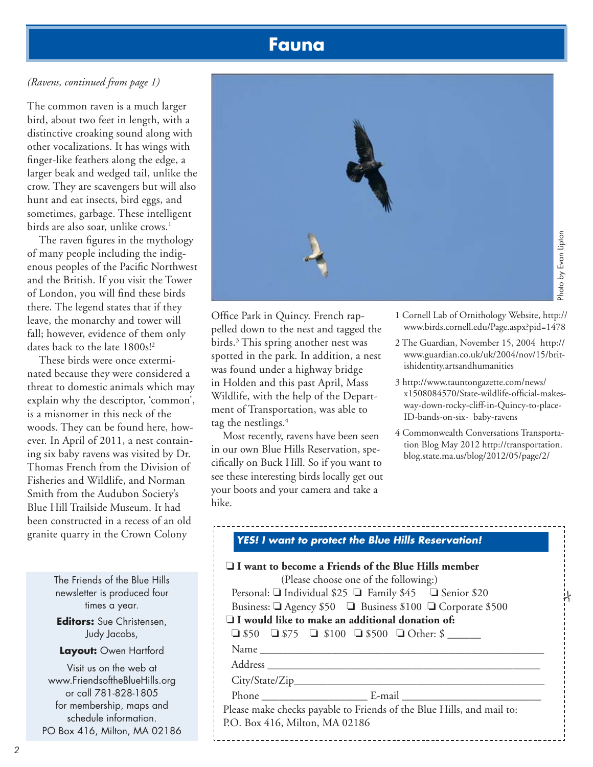# Fauna

*(Ravens, continued from page 1)*

The common raven is a much larger bird, about two feet in length, with a distinctive croaking sound along with other vocalizations. It has wings with finger-like feathers along the edge, a larger beak and wedged tail, unlike the crow. They are scavengers but will also hunt and eat insects, bird eggs, and sometimes, garbage. These intelligent birds are also soar, unlike crows.[1]

The raven figures in the mythology of many people including the indigenous peoples of the Pacific Northwest and the British. If you visit the Tower of London, you will find these birds there. The legend states that if they leave, the monarchy and tower will fall; however, evidence of them only dates back to the late 1800s![2]

These birds were once exterminated because they were considered a threat to domestic animals which may explain why the descriptor, 'common', is a misnomer in this neck of the woods. They can be found here, however. In April of 2011, a nest containing six baby ravens was visited by Dr. Thomas French from the Division of Fisheries and Wildlife, and Norman Smith from the Audubon Society's Blue Hill Trailside Museum. It had been constructed in a recess of an old granite quarry in the Crown Colony Office Park in Quincy. French rappelled down to the nest and tagged the birds.[3] This spring another nest was spotted in the park. In addition, a nest was found under a highway bridge in Holden and this past April, Mass Wildlife, with the help of the Department of Transportation, was able to tag the nestlings.[4]

Most recently, ravens have been seen in our own Blue Hills Reservation, specifically on Buck Hill. So if you want to see these interesting birds locally get out your boots and your camera and take a hike.

Photo by Evan Lipton

1 Cornell Lab of Ornithology Website, http://www.birds.cornell.edu/Page.aspx?pid=1478

2 The Guardian, November 15, 2004 http://www.guardian.co.uk/uk/2004/nov/15/britishidentity.artsandhumanities

3 http://www.tauntongazette.com/news/x1508084570/State-wildlife-official-makes-way-down-rocky-cliff-in-Quincy-to-place-ID-bands-on-six- baby-ravens

4 Commonwealth Conversations Transportation Blog May 2012 http://transportation.blog.state.ma.us/blog/2012/05/page/2/

The Friends of the Blue Hills newsletter is produced four times a year.

**Editors:** Sue Christensen, Judy Jacobs,

**Layout:** Owen Hartford

Visit us on the web at www.FriendsoftheBlueHills.org or call 781-828-1805 for membership, maps and schedule information.
PO Box 416, Milton, MA 02186

***YES! I want to protect the Blue Hills Reservation!***

❑ **I want to become a Friends of the Blue Hills member**
(Please choose one of the following:)
Personal: ❑ Individual $25 ❑ Family $45 ❑ Senior $20
Business: ❑ Agency $50 ❑ Business $100 ❑ Corporate $500

❑ **I would like to make an additional donation of:**
❑ $50 ❑ $75 ❑ $100 ❑ $500 ❑ Other: $ ______

Name ____________________________________________

Address __________________________________________

City/State/Zip_____________________________________

Phone ___________________ E-mail __________________

Please make checks payable to Friends of the Blue Hills, and mail to:
P.O. Box 416, Milton, MA 02186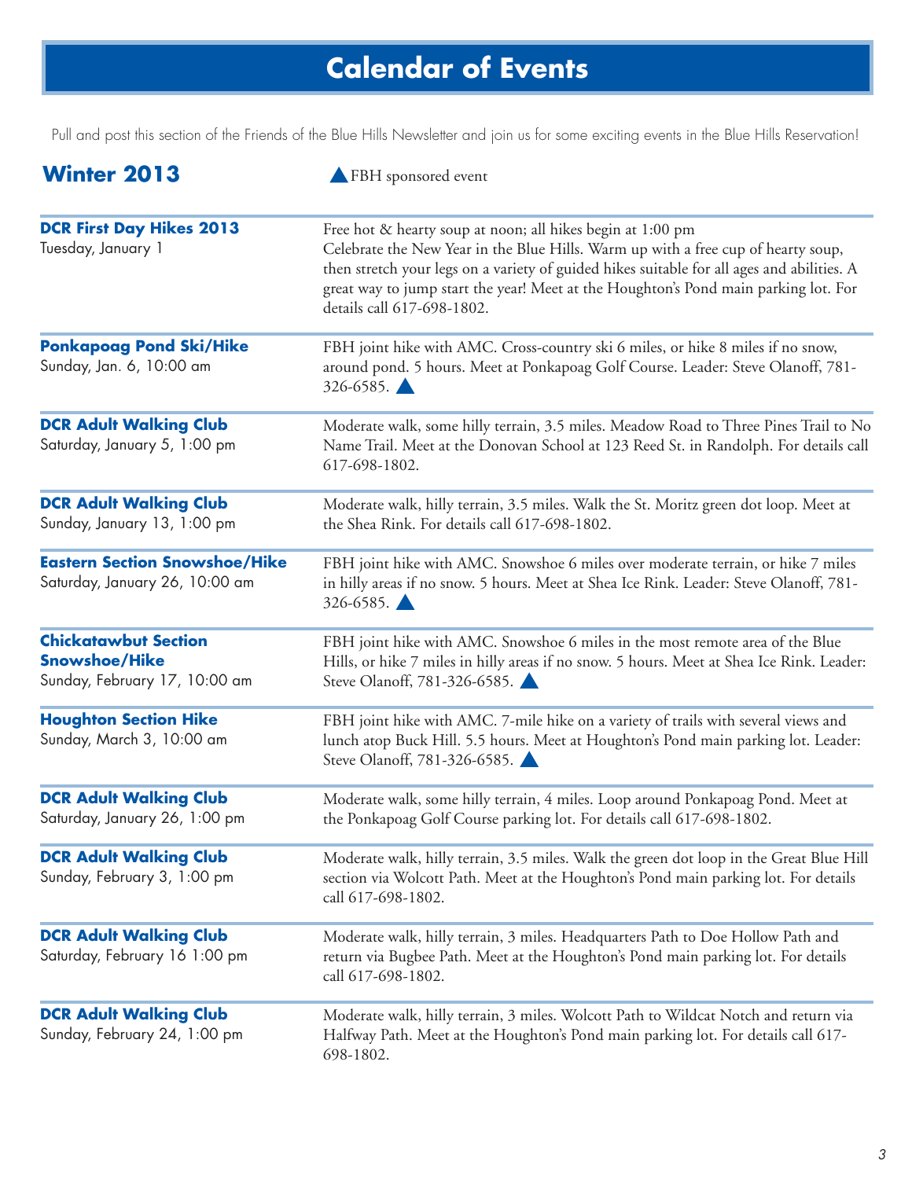# Calendar of Events

Pull and post this section of the Friends of the Blue Hills Newsletter and join us for some exciting events in the Blue Hills Reservation!

## Winter 2013

▲ FBH sponsored event

**DCR First Day Hikes 2013**
Tuesday, January 1

Free hot & hearty soup at noon; all hikes begin at 1:00 pm
Celebrate the New Year in the Blue Hills. Warm up with a free cup of hearty soup, then stretch your legs on a variety of guided hikes suitable for all ages and abilities. A great way to jump start the year! Meet at the Houghton's Pond main parking lot. For details call 617-698-1802.

**Ponkapoag Pond Ski/Hike**
Sunday, Jan. 6, 10:00 am

FBH joint hike with AMC. Cross-country ski 6 miles, or hike 8 miles if no snow, around pond. 5 hours. Meet at Ponkapoag Golf Course. Leader: Steve Olanoff, 781-326-6585. ▲

**DCR Adult Walking Club**
Saturday, January 5, 1:00 pm

Moderate walk, some hilly terrain, 3.5 miles. Meadow Road to Three Pines Trail to No Name Trail. Meet at the Donovan School at 123 Reed St. in Randolph. For details call 617-698-1802.

**DCR Adult Walking Club**
Sunday, January 13, 1:00 pm

Moderate walk, hilly terrain, 3.5 miles. Walk the St. Moritz green dot loop. Meet at the Shea Rink. For details call 617-698-1802.

**Eastern Section Snowshoe/Hike**
Saturday, January 26, 10:00 am

FBH joint hike with AMC. Snowshoe 6 miles over moderate terrain, or hike 7 miles in hilly areas if no snow. 5 hours. Meet at Shea Ice Rink. Leader: Steve Olanoff, 781-326-6585. ▲

**Chickatawbut Section Snowshoe/Hike**
Sunday, February 17, 10:00 am

FBH joint hike with AMC. Snowshoe 6 miles in the most remote area of the Blue Hills, or hike 7 miles in hilly areas if no snow. 5 hours. Meet at Shea Ice Rink. Leader: Steve Olanoff, 781-326-6585. ▲

**Houghton Section Hike**
Sunday, March 3, 10:00 am

FBH joint hike with AMC. 7-mile hike on a variety of trails with several views and lunch atop Buck Hill. 5.5 hours. Meet at Houghton's Pond main parking lot. Leader: Steve Olanoff, 781-326-6585. ▲

**DCR Adult Walking Club**
Saturday, January 26, 1:00 pm

Moderate walk, some hilly terrain, 4 miles. Loop around Ponkapoag Pond. Meet at the Ponkapoag Golf Course parking lot. For details call 617-698-1802.

**DCR Adult Walking Club**
Sunday, February 3, 1:00 pm

Moderate walk, hilly terrain, 3.5 miles. Walk the green dot loop in the Great Blue Hill section via Wolcott Path. Meet at the Houghton's Pond main parking lot. For details call 617-698-1802.

**DCR Adult Walking Club**
Saturday, February 16 1:00 pm

Moderate walk, hilly terrain, 3 miles. Headquarters Path to Doe Hollow Path and return via Bugbee Path. Meet at the Houghton's Pond main parking lot. For details call 617-698-1802.

**DCR Adult Walking Club**
Sunday, February 24, 1:00 pm

Moderate walk, hilly terrain, 3 miles. Wolcott Path to Wildcat Notch and return via Halfway Path. Meet at the Houghton's Pond main parking lot. For details call 617-698-1802.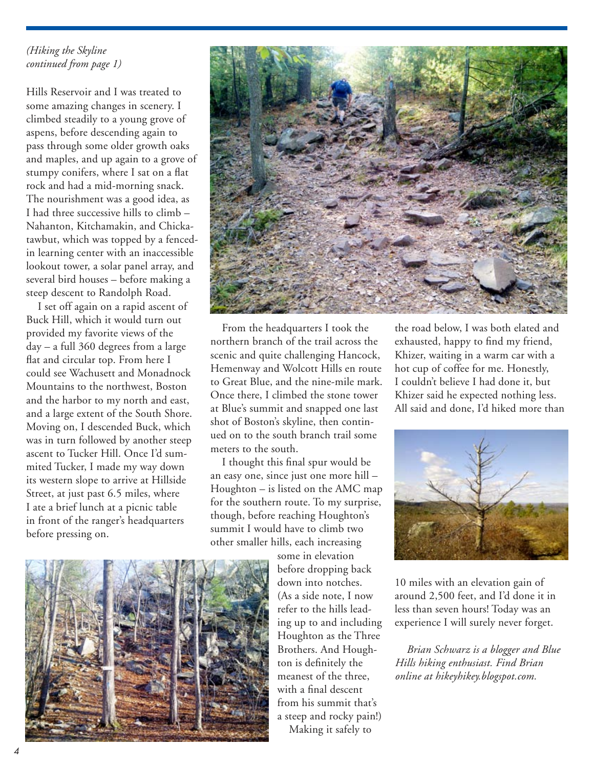*(Hiking the Skyline continued from page 1)*

Hills Reservoir and I was treated to some amazing changes in scenery. I climbed steadily to a young grove of aspens, before descending again to pass through some older growth oaks and maples, and up again to a grove of stumpy conifers, where I sat on a flat rock and had a mid-morning snack. The nourishment was a good idea, as I had three successive hills to climb – Nahanton, Kitchamakin, and Chickatawbut, which was topped by a fenced-in learning center with an inaccessible lookout tower, a solar panel array, and several bird houses – before making a steep descent to Randolph Road.

I set off again on a rapid ascent of Buck Hill, which it would turn out provided my favorite views of the day – a full 360 degrees from a large flat and circular top. From here I could see Wachusett and Monadnock Mountains to the northwest, Boston and the harbor to my north and east, and a large extent of the South Shore. Moving on, I descended Buck, which was in turn followed by another steep ascent to Tucker Hill. Once I'd summited Tucker, I made my way down its western slope to arrive at Hillside Street, at just past 6.5 miles, where I ate a brief lunch at a picnic table in front of the ranger's headquarters before pressing on.

From the headquarters I took the northern branch of the trail across the scenic and quite challenging Hancock, Hemenway and Wolcott Hills en route to Great Blue, and the nine-mile mark. Once there, I climbed the stone tower at Blue's summit and snapped one last shot of Boston's skyline, then continued on to the south branch trail some meters to the south.

I thought this final spur would be an easy one, since just one more hill – Houghton – is listed on the AMC map for the southern route. To my surprise, though, before reaching Houghton's summit I would have to climb two other smaller hills, each increasing some in elevation before dropping back down into notches. (As a side note, I now refer to the hills leading up to and including Houghton as the Three Brothers. And Houghton is definitely the meanest of the three, with a final descent from his summit that's a steep and rocky pain!)

Making it safely to the road below, I was both elated and exhausted, happy to find my friend, Khizer, waiting in a warm car with a hot cup of coffee for me. Honestly, I couldn't believe I had done it, but Khizer said he expected nothing less. All said and done, I'd hiked more than 10 miles with an elevation gain of around 2,500 feet, and I'd done it in less than seven hours! Today was an experience I will surely never forget.

*Brian Schwarz is a blogger and Blue Hills hiking enthusiast. Find Brian online at hikeyhikey.blogspot.com.*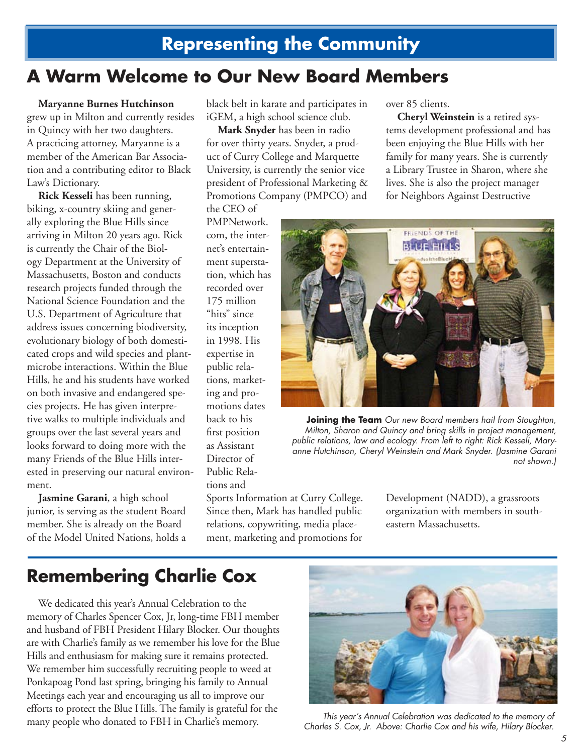## Representing the Community

# A Warm Welcome to Our New Board Members

**Maryanne Burnes Hutchinson** grew up in Milton and currently resides in Quincy with her two daughters. A practicing attorney, Maryanne is a member of the American Bar Association and a contributing editor to Black Law's Dictionary.

**Rick Kesseli** has been running, biking, x-country skiing and generally exploring the Blue Hills since arriving in Milton 20 years ago. Rick is currently the Chair of the Biology Department at the University of Massachusetts, Boston and conducts research projects funded through the National Science Foundation and the U.S. Department of Agriculture that address issues concerning biodiversity, evolutionary biology of both domesticated crops and wild species and plant-microbe interactions. Within the Blue Hills, he and his students have worked on both invasive and endangered species projects. He has given interpretive walks to multiple individuals and groups over the last several years and looks forward to doing more with the many Friends of the Blue Hills interested in preserving our natural environment.

**Jasmine Garani**, a high school junior, is serving as the student Board member. She is already on the Board of the Model United Nations, holds a black belt in karate and participates in iGEM, a high school science club.

**Mark Snyder** has been in radio for over thirty years. Snyder, a product of Curry College and Marquette University, is currently the senior vice president of Professional Marketing & Promotions Company (PMPCO) and the CEO of PMPNetwork.com, the internet's entertainment superstation, which has recorded over 175 million "hits" since its inception in 1998. His expertise in public relations, marketing and promotions dates back to his first position as Assistant Director of Public Relations and Sports Information at Curry College. Since then, Mark has handled public relations, copywriting, media placement, marketing and promotions for over 85 clients.

**Cheryl Weinstein** is a retired systems development professional and has been enjoying the Blue Hills with her family for many years. She is currently a Library Trustee in Sharon, where she lives. She is also the project manager for Neighbors Against Destructive Development (NADD), a grassroots organization with members in southeastern Massachusetts.

**Joining the Team** *Our new Board members hail from Stoughton, Milton, Sharon and Quincy and bring skills in project management, public relations, law and ecology. From left to right: Rick Kesseli, Maryanne Hutchinson, Cheryl Weinstein and Mark Snyder. (Jasmine Garani not shown.)*

# Remembering Charlie Cox

We dedicated this year's Annual Celebration to the memory of Charles Spencer Cox, Jr, long-time FBH member and husband of FBH President Hilary Blocker. Our thoughts are with Charlie's family as we remember his love for the Blue Hills and enthusiasm for making sure it remains protected. We remember him successfully recruiting people to weed at Ponkapoag Pond last spring, bringing his family to Annual Meetings each year and encouraging us all to improve our efforts to protect the Blue Hills. The family is grateful for the many people who donated to FBH in Charlie's memory.

*This year's Annual Celebration was dedicated to the memory of Charles S. Cox, Jr. Above: Charlie Cox and his wife, Hilary Blocker.*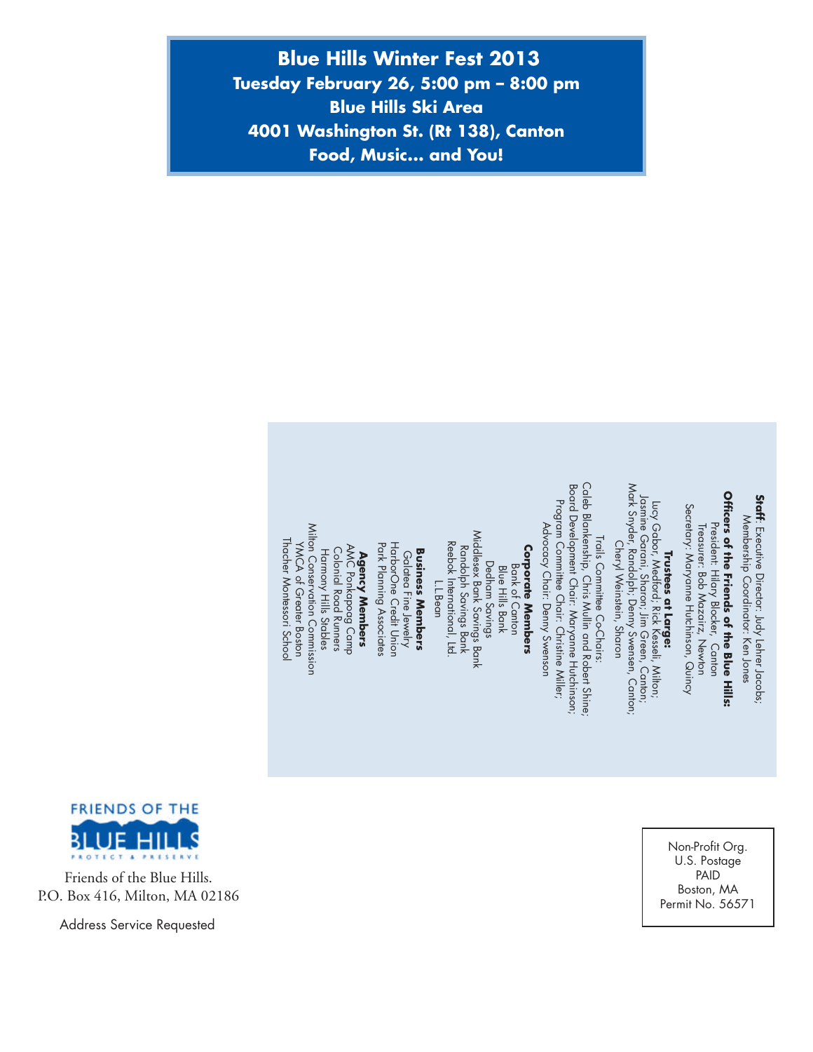**Blue Hills Winter Fest 2013**
**Tuesday February 26, 5:00 pm – 8:00 pm**
**Blue Hills Ski Area**
**4001 Washington St. (Rt 138), Canton**
**Food, Music... and You!**

**Staff**: Executive Director: Judy Lehrer Jacobs; Membership Coordinator: Ken Jones

**Officers of the Friends of the Blue Hills:**
President: Hilary Blocker, Canton
Treasurer: Bob Mazairz, Newton
Secretary: Maryanne Hutchinson, Quincy

**Trustees at Large:**
Lucy Gabor, Medford; Rick Kasseli, Milton; Jasmine Garani, Sharon; Jim Green, Canton; Mark Snyder, Randolph; Denny Swensen, Canton; Cheryl Weinstein, Sharon

Trails Committee CoChairs: Caleb Blankenship, Chris Mullin and Robert Shine;
Board Development Chair: Maryanne Hutchinson;
Program Committee Chair: Christine Miller;
Advocacy Chair: Denny Swenson

**Corporate Members**
Bank of Canton
Blue Hills Bank
Dedham Savings
Middlesex Bank Savings Bank
Randolph Savings Bank
Reebok International, Ltd.
L.L.Bean

**Business Members**
Galatea Fine Jewelry
HarborOne Credit Union
Park Planning Associates

**Agency Members**
AMC Ponkapoag Camp
Colonial Road Runners
Harmony Hills Stables
Milton Conservation Commission
YMCA of Greater Boston
Thacher Montessori School

FRIENDS OF THE BLUE HILLS
PROTECT & PRESERVE

Friends of the Blue Hills.
P.O. Box 416, Milton, MA 02186

Address Service Requested

Non-Profit Org.
U.S. Postage
PAID
Boston, MA
Permit No. 56571